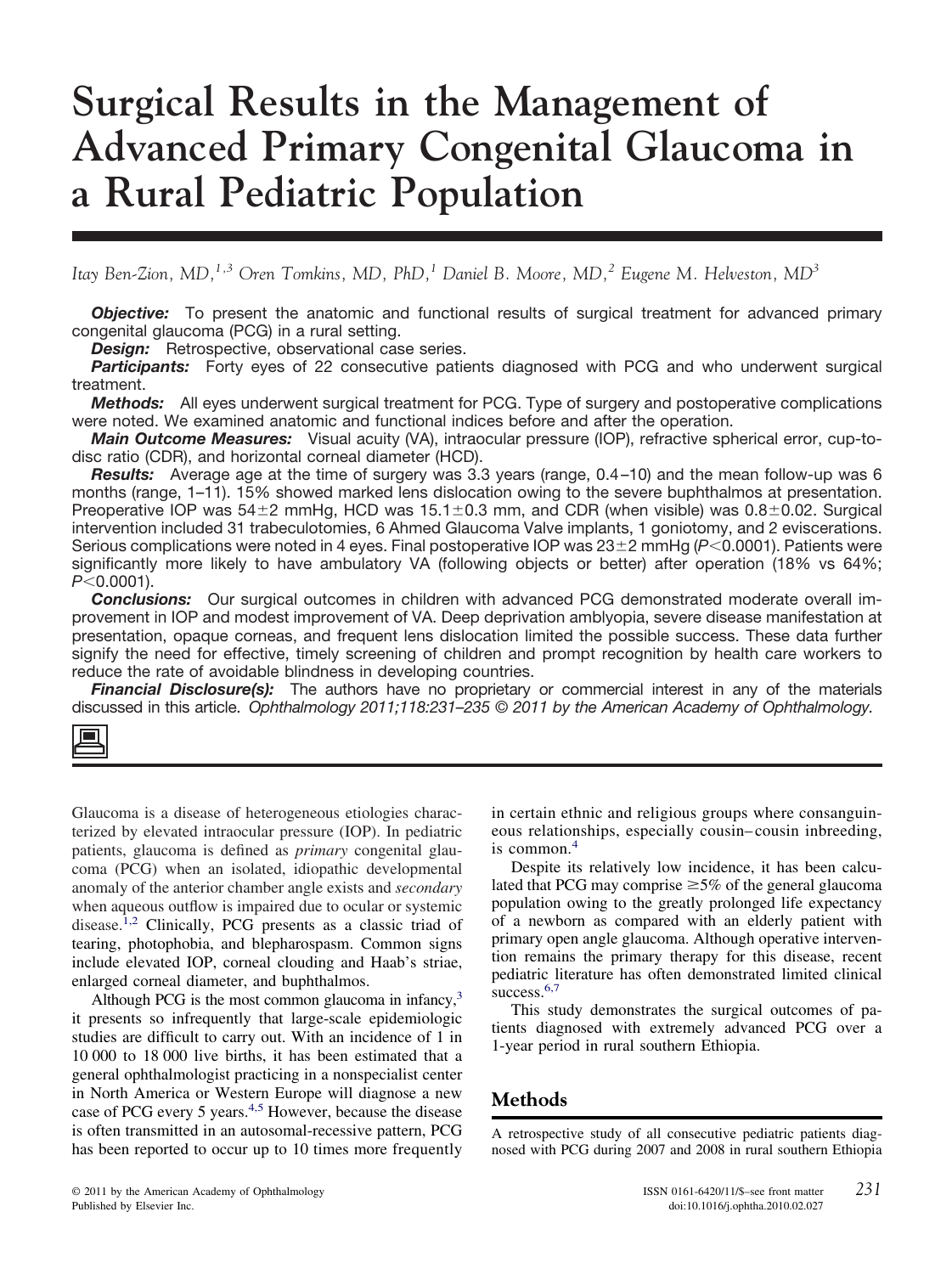# Surgical Results in the Management of Advanced Primary Congenital Glaucoma in a Rural Pediatric Population

*Itay Ben-Zion, MD,[1,3] Oren Tomkins, MD, PhD,[1] Daniel B. Moore, MD,[2] Eugene M. Helveston, MD[3]*

***Objective:*** To present the anatomic and functional results of surgical treatment for advanced primary congenital glaucoma (PCG) in a rural setting.

***Design:*** Retrospective, observational case series.

***Participants:*** Forty eyes of 22 consecutive patients diagnosed with PCG and who underwent surgical treatment.

***Methods:*** All eyes underwent surgical treatment for PCG. Type of surgery and postoperative complications were noted. We examined anatomic and functional indices before and after the operation.

***Main Outcome Measures:*** Visual acuity (VA), intraocular pressure (IOP), refractive spherical error, cup-to-disc ratio (CDR), and horizontal corneal diameter (HCD).

***Results:*** Average age at the time of surgery was 3.3 years (range, 0.4–10) and the mean follow-up was 6 months (range, 1–11). 15% showed marked lens dislocation owing to the severe buphthalmos at presentation. Preoperative IOP was 54±2 mmHg, HCD was 15.1±0.3 mm, and CDR (when visible) was 0.8±0.02. Surgical intervention included 31 trabeculotomies, 6 Ahmed Glaucoma Valve implants, 1 goniotomy, and 2 eviscerations. Serious complications were noted in 4 eyes. Final postoperative IOP was 23±2 mmHg ($P<0.0001$). Patients were significantly more likely to have ambulatory VA (following objects or better) after operation (18% vs 64%; $P<0.0001$).

***Conclusions:*** Our surgical outcomes in children with advanced PCG demonstrated moderate overall improvement in IOP and modest improvement of VA. Deep deprivation amblyopia, severe disease manifestation at presentation, opaque corneas, and frequent lens dislocation limited the possible success. These data further signify the need for effective, timely screening of children and prompt recognition by health care workers to reduce the rate of avoidable blindness in developing countries.

***Financial Disclosure(s):*** The authors have no proprietary or commercial interest in any of the materials discussed in this article. *Ophthalmology 2011;118:231–235 © 2011 by the American Academy of Ophthalmology.*

Glaucoma is a disease of heterogeneous etiologies characterized by elevated intraocular pressure (IOP). In pediatric patients, glaucoma is defined as *primary* congenital glaucoma (PCG) when an isolated, idiopathic developmental anomaly of the anterior chamber angle exists and *secondary* when aqueous outflow is impaired due to ocular or systemic disease.[1,2] Clinically, PCG presents as a classic triad of tearing, photophobia, and blepharospasm. Common signs include elevated IOP, corneal clouding and Haab's striae, enlarged corneal diameter, and buphthalmos.

Although PCG is the most common glaucoma in infancy,[3] it presents so infrequently that large-scale epidemiologic studies are difficult to carry out. With an incidence of 1 in 10 000 to 18 000 live births, it has been estimated that a general ophthalmologist practicing in a nonspecialist center in North America or Western Europe will diagnose a new case of PCG every 5 years.[4,5] However, because the disease is often transmitted in an autosomal-recessive pattern, PCG has been reported to occur up to 10 times more frequently in certain ethnic and religious groups where consanguineous relationships, especially cousin–cousin inbreeding, is common.[4]

Despite its relatively low incidence, it has been calculated that PCG may comprise ≥5% of the general glaucoma population owing to the greatly prolonged life expectancy of a newborn as compared with an elderly patient with primary open angle glaucoma. Although operative intervention remains the primary therapy for this disease, recent pediatric literature has often demonstrated limited clinical success.[6,7]

This study demonstrates the surgical outcomes of patients diagnosed with extremely advanced PCG over a 1-year period in rural southern Ethiopia.

## Methods

A retrospective study of all consecutive pediatric patients diagnosed with PCG during 2007 and 2008 in rural southern Ethiopia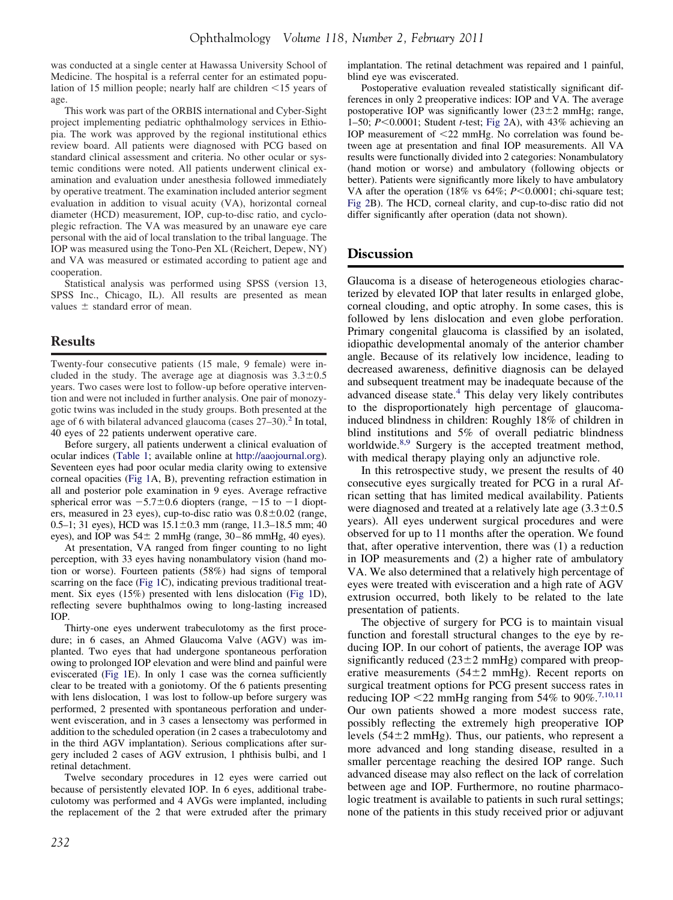was conducted at a single center at Hawassa University School of Medicine. The hospital is a referral center for an estimated population of 15 million people; nearly half are children <15 years of age.

This work was part of the ORBIS international and Cyber-Sight project implementing pediatric ophthalmology services in Ethiopia. The work was approved by the regional institutional ethics review board. All patients were diagnosed with PCG based on standard clinical assessment and criteria. No other ocular or systemic conditions were noted. All patients underwent clinical examination and evaluation under anesthesia followed immediately by operative treatment. The examination included anterior segment evaluation in addition to visual acuity (VA), horizontal corneal diameter (HCD) measurement, IOP, cup-to-disc ratio, and cycloplegic refraction. The VA was measured by an unaware eye care personal with the aid of local translation to the tribal language. The IOP was measured using the Tono-Pen XL (Reichert, Depew, NY) and VA was measured or estimated according to patient age and cooperation.

Statistical analysis was performed using SPSS (version 13, SPSS Inc., Chicago, IL). All results are presented as mean values ± standard error of mean.

## Results

Twenty-four consecutive patients (15 male, 9 female) were included in the study. The average age at diagnosis was 3.3±0.5 years. Two cases were lost to follow-up before operative intervention and were not included in further analysis. One pair of monozygotic twins was included in the study groups. Both presented at the age of 6 with bilateral advanced glaucoma (cases 27–30).[2] In total, 40 eyes of 22 patients underwent operative care.

Before surgery, all patients underwent a clinical evaluation of ocular indices (Table 1; available online at http://aaojournal.org). Seventeen eyes had poor ocular media clarity owing to extensive corneal opacities (Fig 1A, B), preventing refraction estimation in all and posterior pole examination in 9 eyes. Average refractive spherical error was −5.7±0.6 diopters (range, −15 to −1 diopters, measured in 23 eyes), cup-to-disc ratio was 0.8±0.02 (range, 0.5–1; 31 eyes), HCD was 15.1±0.3 mm (range, 11.3–18.5 mm; 40 eyes), and IOP was 54± 2 mmHg (range, 30–86 mmHg, 40 eyes).

At presentation, VA ranged from finger counting to no light perception, with 33 eyes having nonambulatory vision (hand motion or worse). Fourteen patients (58%) had signs of temporal scarring on the face (Fig 1C), indicating previous traditional treatment. Six eyes (15%) presented with lens dislocation (Fig 1D), reflecting severe buphthalmos owing to long-lasting increased IOP.

Thirty-one eyes underwent trabeculotomy as the first procedure; in 6 cases, an Ahmed Glaucoma Valve (AGV) was implanted. Two eyes that had undergone spontaneous perforation owing to prolonged IOP elevation and were blind and painful were eviscerated (Fig 1E). In only 1 case was the cornea sufficiently clear to be treated with a goniotomy. Of the 6 patients presenting with lens dislocation, 1 was lost to follow-up before surgery was performed, 2 presented with spontaneous perforation and underwent evisceration, and in 3 cases a lensectomy was performed in addition to the scheduled operation (in 2 cases a trabeculotomy and in the third AGV implantation). Serious complications after surgery included 2 cases of AGV extrusion, 1 phthisis bulbi, and 1 retinal detachment.

Twelve secondary procedures in 12 eyes were carried out because of persistently elevated IOP. In 6 eyes, additional trabeculotomy was performed and 4 AVGs were implanted, including the replacement of the 2 that were extruded after the primary implantation. The retinal detachment was repaired and 1 painful, blind eye was eviscerated.

Postoperative evaluation revealed statistically significant differences in only 2 preoperative indices: IOP and VA. The average postoperative IOP was significantly lower (23±2 mmHg; range, 1–50; $P<0.0001$; Student *t*-test; Fig 2A), with 43% achieving an IOP measurement of <22 mmHg. No correlation was found between age at presentation and final IOP measurements. All VA results were functionally divided into 2 categories: Nonambulatory (hand motion or worse) and ambulatory (following objects or better). Patients were significantly more likely to have ambulatory VA after the operation (18% vs 64%; $P<0.0001$; chi-square test; Fig 2B). The HCD, corneal clarity, and cup-to-disc ratio did not differ significantly after operation (data not shown).

## Discussion

Glaucoma is a disease of heterogeneous etiologies characterized by elevated IOP that later results in enlarged globe, corneal clouding, and optic atrophy. In some cases, this is followed by lens dislocation and even globe perforation. Primary congenital glaucoma is classified by an isolated, idiopathic developmental anomaly of the anterior chamber angle. Because of its relatively low incidence, leading to decreased awareness, definitive diagnosis can be delayed and subsequent treatment may be inadequate because of the advanced disease state.[4] This delay very likely contributes to the disproportionately high percentage of glaucoma-induced blindness in children: Roughly 18% of children in blind institutions and 5% of overall pediatric blindness worldwide.[8,9] Surgery is the accepted treatment method, with medical therapy playing only an adjunctive role.

In this retrospective study, we present the results of 40 consecutive eyes surgically treated for PCG in a rural African setting that has limited medical availability. Patients were diagnosed and treated at a relatively late age (3.3±0.5 years). All eyes underwent surgical procedures and were observed for up to 11 months after the operation. We found that, after operative intervention, there was (1) a reduction in IOP measurements and (2) a higher rate of ambulatory VA. We also determined that a relatively high percentage of eyes were treated with evisceration and a high rate of AGV extrusion occurred, both likely to be related to the late presentation of patients.

The objective of surgery for PCG is to maintain visual function and forestall structural changes to the eye by reducing IOP. In our cohort of patients, the average IOP was significantly reduced (23±2 mmHg) compared with preoperative measurements (54±2 mmHg). Recent reports on surgical treatment options for PCG present success rates in reducing IOP <22 mmHg ranging from 54% to 90%.[7,10,11] Our own patients showed a more modest success rate, possibly reflecting the extremely high preoperative IOP levels (54±2 mmHg). Thus, our patients, who represent a more advanced and long standing disease, resulted in a smaller percentage reaching the desired IOP range. Such advanced disease may also reflect on the lack of correlation between age and IOP. Furthermore, no routine pharmacologic treatment is available to patients in such rural settings; none of the patients in this study received prior or adjuvant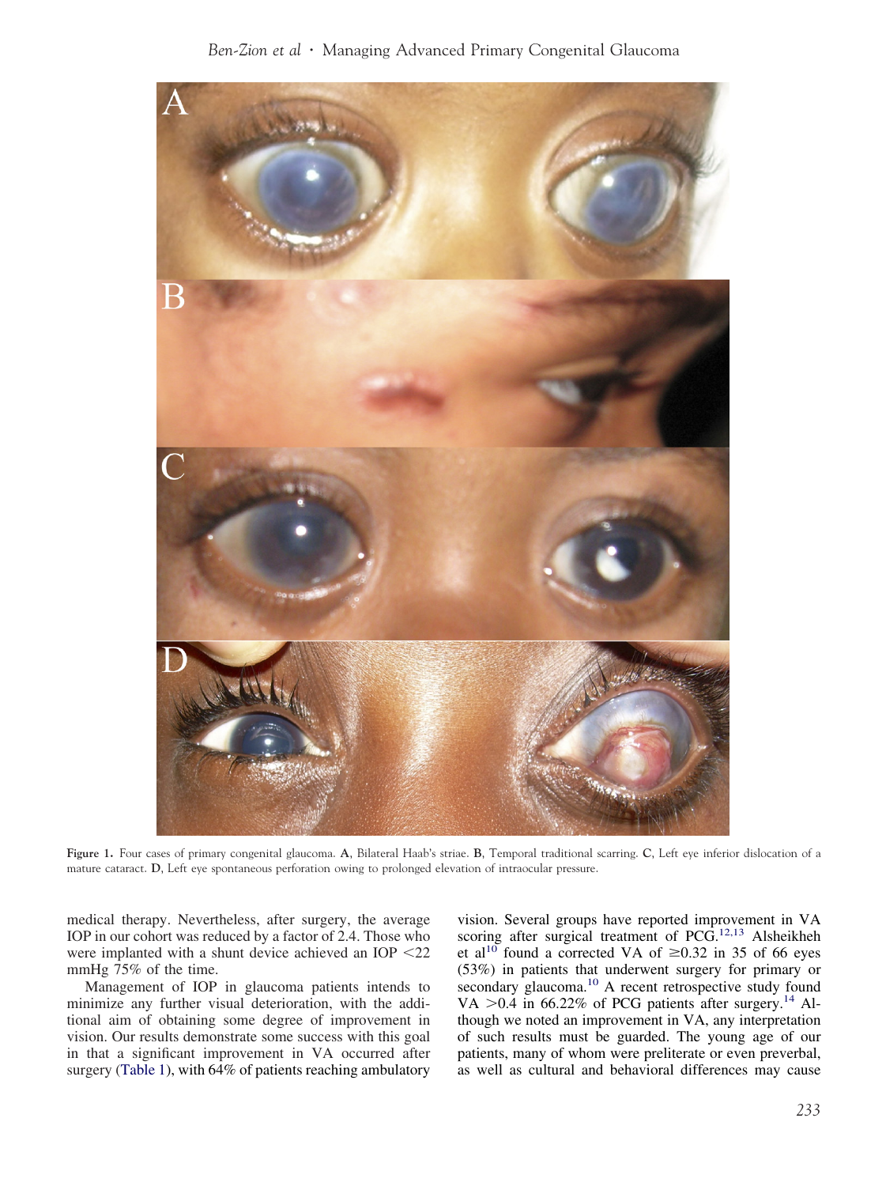Figure 1. Four cases of primary congenital glaucoma. A, Bilateral Haab's striae. B, Temporal traditional scarring. C, Left eye inferior dislocation of a mature cataract. D, Left eye spontaneous perforation owing to prolonged elevation of intraocular pressure.

medical therapy. Nevertheless, after surgery, the average IOP in our cohort was reduced by a factor of 2.4. Those who were implanted with a shunt device achieved an IOP <22 mmHg 75% of the time.

Management of IOP in glaucoma patients intends to minimize any further visual deterioration, with the additional aim of obtaining some degree of improvement in vision. Our results demonstrate some success with this goal in that a significant improvement in VA occurred after surgery (Table 1), with 64% of patients reaching ambulatory vision. Several groups have reported improvement in VA scoring after surgical treatment of PCG.[12,13] Alsheikheh et al[10] found a corrected VA of ≥0.32 in 35 of 66 eyes (53%) in patients that underwent surgery for primary or secondary glaucoma.[10] A recent retrospective study found VA >0.4 in 66.22% of PCG patients after surgery.[14] Although we noted an improvement in VA, any interpretation of such results must be guarded. The young age of our patients, many of whom were preliterate or even preverbal, as well as cultural and behavioral differences may cause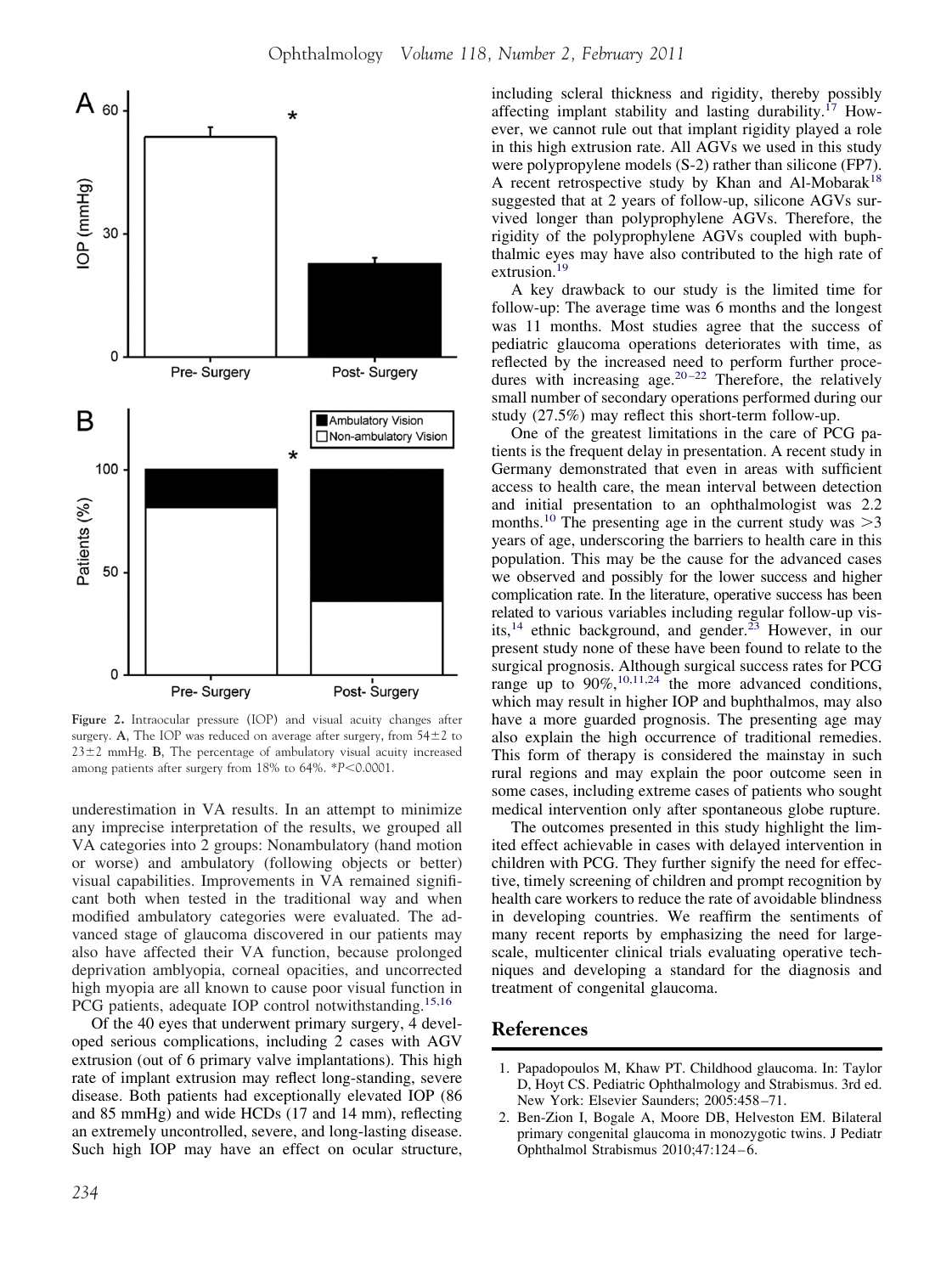Figure 2. Intraocular pressure (IOP) and visual acuity changes after surgery. A, The IOP was reduced on average after surgery, from 54±2 to 23±2 mmHg. B, The percentage of ambulatory visual acuity increased among patients after surgery from 18% to 64%. *$P<0.0001$.

underestimation in VA results. In an attempt to minimize any imprecise interpretation of the results, we grouped all VA categories into 2 groups: Nonambulatory (hand motion or worse) and ambulatory (following objects or better) visual capabilities. Improvements in VA remained significant both when tested in the traditional way and when modified ambulatory categories were evaluated. The advanced stage of glaucoma discovered in our patients may also have affected their VA function, because prolonged deprivation amblyopia, corneal opacities, and uncorrected high myopia are all known to cause poor visual function in PCG patients, adequate IOP control notwithstanding.[15,16]

Of the 40 eyes that underwent primary surgery, 4 developed serious complications, including 2 cases with AGV extrusion (out of 6 primary valve implantations). This high rate of implant extrusion may reflect long-standing, severe disease. Both patients had exceptionally elevated IOP (86 and 85 mmHg) and wide HCDs (17 and 14 mm), reflecting an extremely uncontrolled, severe, and long-lasting disease. Such high IOP may have an effect on ocular structure, including scleral thickness and rigidity, thereby possibly affecting implant stability and lasting durability.[17] However, we cannot rule out that implant rigidity played a role in this high extrusion rate. All AGVs we used in this study were polypropylene models (S-2) rather than silicone (FP7). A recent retrospective study by Khan and Al-Mobarak[18] suggested that at 2 years of follow-up, silicone AGVs survived longer than polyprophylene AGVs. Therefore, the rigidity of the polyprophylene AGVs coupled with buphthalmic eyes may have also contributed to the high rate of extrusion.[19]

A key drawback to our study is the limited time for follow-up: The average time was 6 months and the longest was 11 months. Most studies agree that the success of pediatric glaucoma operations deteriorates with time, as reflected by the increased need to perform further procedures with increasing age.[20–22] Therefore, the relatively small number of secondary operations performed during our study (27.5%) may reflect this short-term follow-up.

One of the greatest limitations in the care of PCG patients is the frequent delay in presentation. A recent study in Germany demonstrated that even in areas with sufficient access to health care, the mean interval between detection and initial presentation to an ophthalmologist was 2.2 months.[10] The presenting age in the current study was >3 years of age, underscoring the barriers to health care in this population. This may be the cause for the advanced cases we observed and possibly for the lower success and higher complication rate. In the literature, operative success has been related to various variables including regular follow-up visits,[14] ethnic background, and gender.[23] However, in our present study none of these have been found to relate to the surgical prognosis. Although surgical success rates for PCG range up to 90%,[10,11,24] the more advanced conditions, which may result in higher IOP and buphthalmos, may also have a more guarded prognosis. The presenting age may also explain the high occurrence of traditional remedies. This form of therapy is considered the mainstay in such rural regions and may explain the poor outcome seen in some cases, including extreme cases of patients who sought medical intervention only after spontaneous globe rupture.

The outcomes presented in this study highlight the limited effect achievable in cases with delayed intervention in children with PCG. They further signify the need for effective, timely screening of children and prompt recognition by health care workers to reduce the rate of avoidable blindness in developing countries. We reaffirm the sentiments of many recent reports by emphasizing the need for large-scale, multicenter clinical trials evaluating operative techniques and developing a standard for the diagnosis and treatment of congenital glaucoma.

## References

1. Papadopoulos M, Khaw PT. Childhood glaucoma. In: Taylor D, Hoyt CS. Pediatric Ophthalmology and Strabismus. 3rd ed. New York: Elsevier Saunders; 2005:458–71.
2. Ben-Zion I, Bogale A, Moore DB, Helveston EM. Bilateral primary congenital glaucoma in monozygotic twins. J Pediatr Ophthalmol Strabismus 2010;47:124–6.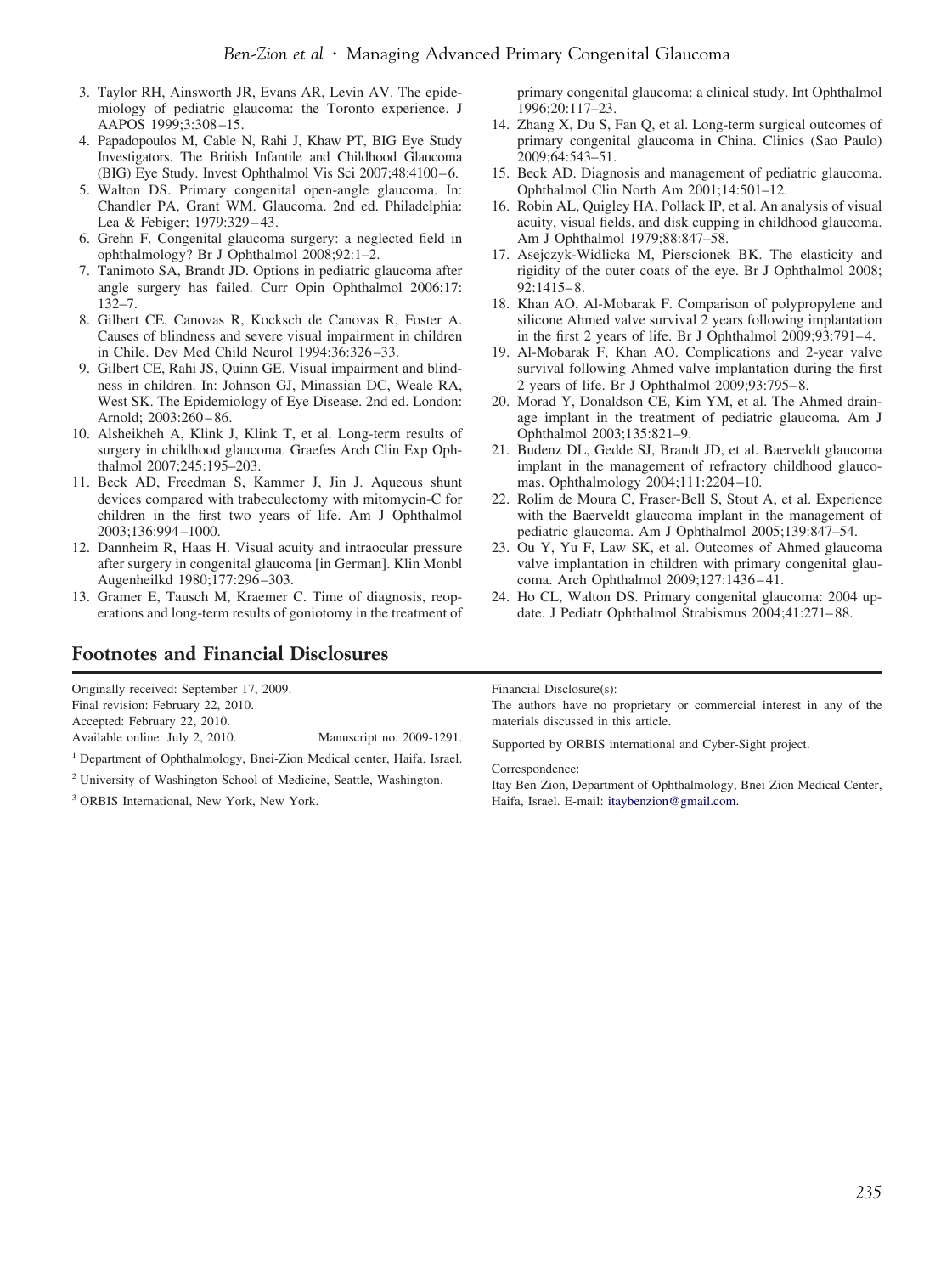3. Taylor RH, Ainsworth JR, Evans AR, Levin AV. The epidemiology of pediatric glaucoma: the Toronto experience. J AAPOS 1999;3:308–15.
4. Papadopoulos M, Cable N, Rahi J, Khaw PT, BIG Eye Study Investigators. The British Infantile and Childhood Glaucoma (BIG) Eye Study. Invest Ophthalmol Vis Sci 2007;48:4100–6.
5. Walton DS. Primary congenital open-angle glaucoma. In: Chandler PA, Grant WM. Glaucoma. 2nd ed. Philadelphia: Lea & Febiger; 1979:329–43.
6. Grehn F. Congenital glaucoma surgery: a neglected field in ophthalmology? Br J Ophthalmol 2008;92:1–2.
7. Tanimoto SA, Brandt JD. Options in pediatric glaucoma after angle surgery has failed. Curr Opin Ophthalmol 2006;17: 132–7.
8. Gilbert CE, Canovas R, Kocksch de Canovas R, Foster A. Causes of blindness and severe visual impairment in children in Chile. Dev Med Child Neurol 1994;36:326–33.
9. Gilbert CE, Rahi JS, Quinn GE. Visual impairment and blindness in children. In: Johnson GJ, Minassian DC, Weale RA, West SK. The Epidemiology of Eye Disease. 2nd ed. London: Arnold; 2003:260–86.
10. Alsheikheh A, Klink J, Klink T, et al. Long-term results of surgery in childhood glaucoma. Graefes Arch Clin Exp Ophthalmol 2007;245:195–203.
11. Beck AD, Freedman S, Kammer J, Jin J. Aqueous shunt devices compared with trabeculectomy with mitomycin-C for children in the first two years of life. Am J Ophthalmol 2003;136:994–1000.
12. Dannheim R, Haas H. Visual acuity and intraocular pressure after surgery in congenital glaucoma [in German]. Klin Monbl Augenheilkd 1980;177:296–303.
13. Gramer E, Tausch M, Kraemer C. Time of diagnosis, reoperations and long-term results of goniotomy in the treatment of primary congenital glaucoma: a clinical study. Int Ophthalmol 1996;20:117–23.
14. Zhang X, Du S, Fan Q, et al. Long-term surgical outcomes of primary congenital glaucoma in China. Clinics (Sao Paulo) 2009;64:543–51.
15. Beck AD. Diagnosis and management of pediatric glaucoma. Ophthalmol Clin North Am 2001;14:501–12.
16. Robin AL, Quigley HA, Pollack IP, et al. An analysis of visual acuity, visual fields, and disk cupping in childhood glaucoma. Am J Ophthalmol 1979;88:847–58.
17. Asejczyk-Widlicka M, Pierscionek BK. The elasticity and rigidity of the outer coats of the eye. Br J Ophthalmol 2008; 92:1415–8.
18. Khan AO, Al-Mobarak F. Comparison of polypropylene and silicone Ahmed valve survival 2 years following implantation in the first 2 years of life. Br J Ophthalmol 2009;93:791–4.
19. Al-Mobarak F, Khan AO. Complications and 2-year valve survival following Ahmed valve implantation during the first 2 years of life. Br J Ophthalmol 2009;93:795–8.
20. Morad Y, Donaldson CE, Kim YM, et al. The Ahmed drainage implant in the treatment of pediatric glaucoma. Am J Ophthalmol 2003;135:821–9.
21. Budenz DL, Gedde SJ, Brandt JD, et al. Baerveldt glaucoma implant in the management of refractory childhood glaucomas. Ophthalmology 2004;111:2204–10.
22. Rolim de Moura C, Fraser-Bell S, Stout A, et al. Experience with the Baerveldt glaucoma implant in the management of pediatric glaucoma. Am J Ophthalmol 2005;139:847–54.
23. Ou Y, Yu F, Law SK, et al. Outcomes of Ahmed glaucoma valve implantation in children with primary congenital glaucoma. Arch Ophthalmol 2009;127:1436–41.
24. Ho CL, Walton DS. Primary congenital glaucoma: 2004 update. J Pediatr Ophthalmol Strabismus 2004;41:271–88.

## Footnotes and Financial Disclosures

Originally received: September 17, 2009.
Final revision: February 22, 2010.
Accepted: February 22, 2010.
Available online: July 2, 2010. Manuscript no. 2009-1291.

[1] Department of Ophthalmology, Bnei-Zion Medical center, Haifa, Israel.

[2] University of Washington School of Medicine, Seattle, Washington.

[3] ORBIS International, New York, New York.

Financial Disclosure(s):
The authors have no proprietary or commercial interest in any of the materials discussed in this article.

Supported by ORBIS international and Cyber-Sight project.

Correspondence:
Itay Ben-Zion, Department of Ophthalmology, Bnei-Zion Medical Center, Haifa, Israel. E-mail: itaybenzion@gmail.com.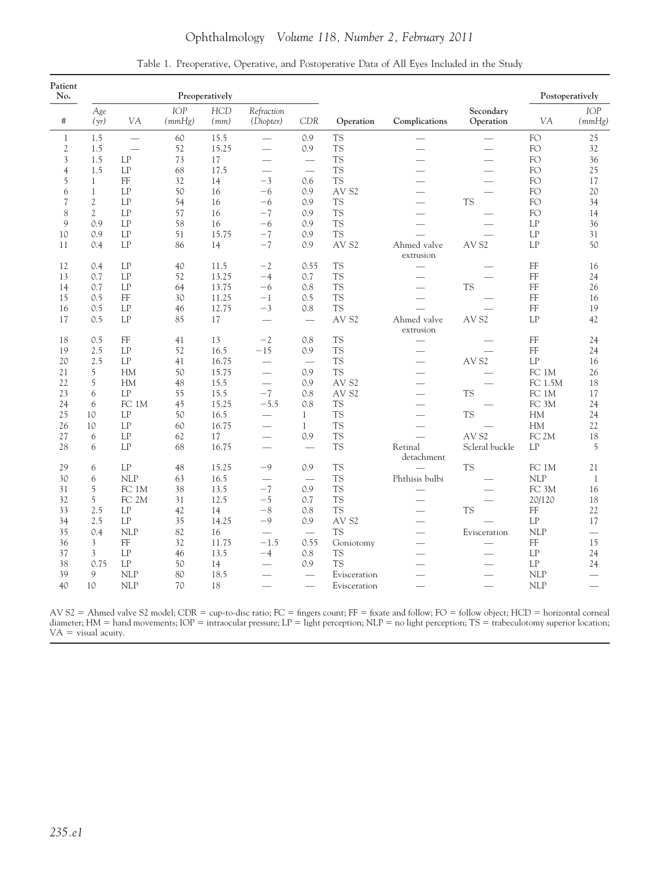Table 1. Preoperative, Operative, and Postoperative Data of All Eyes Included in the Study

| Patient No. | Preoperatively | | | | | | | | | Postoperatively | |
|---|---|---|---|---|---|---|---|---|---|---|---|
| # | Age (yr) | VA | IOP (mmHg) | HCD (mm) | Refraction (Diopter) | CDR | Operation | Complications | Secondary Operation | VA | IOP (mmHg) |
| 1 | 1.5 | — | 60 | 15.5 | — | 0.9 | TS | — | — | FO | 25 |
| 2 | 1.5 | — | 52 | 15.25 | — | 0.9 | TS | — | — | FO | 32 |
| 3 | 1.5 | LP | 73 | 17 | — | — | TS | — | — | FO | 36 |
| 4 | 1.5 | LP | 68 | 17.5 | — | — | TS | — | — | FO | 25 |
| 5 | 1 | FF | 32 | 14 | −3 | 0.6 | TS | — | — | FO | 17 |
| 6 | 1 | LP | 50 | 16 | −6 | 0.9 | AV S2 | — | — | FO | 20 |
| 7 | 2 | LP | 54 | 16 | −6 | 0.9 | TS | — | TS | FO | 34 |
| 8 | 2 | LP | 57 | 16 | −7 | 0.9 | TS | — | — | FO | 14 |
| 9 | 0.9 | LP | 58 | 16 | −6 | 0.9 | TS | — | — | LP | 36 |
| 10 | 0.9 | LP | 51 | 15.75 | −7 | 0.9 | TS | — | — | LP | 31 |
| 11 | 0.4 | LP | 86 | 14 | −7 | 0.9 | AV S2 | Ahmed valve extrusion | AV S2 | LP | 50 |
| 12 | 0.4 | LP | 40 | 11.5 | −2 | 0.55 | TS | — | — | FF | 16 |
| 13 | 0.7 | LP | 52 | 13.25 | −4 | 0.7 | TS | — | — | FF | 24 |
| 14 | 0.7 | LP | 64 | 13.75 | −6 | 0.8 | TS | — | TS | FF | 26 |
| 15 | 0.5 | FF | 30 | 11.25 | −1 | 0.5 | TS | — | — | FF | 16 |
| 16 | 0.5 | LP | 46 | 12.75 | −3 | 0.8 | TS | — | — | FF | 19 |
| 17 | 0.5 | LP | 85 | 17 | — | — | AV S2 | Ahmed valve extrusion | AV S2 | LP | 42 |
| 18 | 0.5 | FF | 41 | 13 | −2 | 0.8 | TS | — | — | FF | 24 |
| 19 | 2.5 | LP | 52 | 16.5 | −15 | 0.9 | TS | — | — | FF | 24 |
| 20 | 2.5 | LP | 41 | 16.75 | — | — | TS | — | AV S2 | LP | 16 |
| 21 | 5 | HM | 50 | 15.75 | — | 0.9 | TS | — | — | FC 1M | 26 |
| 22 | 5 | HM | 48 | 15.5 | — | 0.9 | AV S2 | — | — | FC 1.5M | 18 |
| 23 | 6 | LP | 55 | 15.5 | −7 | 0.8 | AV S2 | — | TS | FC 1M | 17 |
| 24 | 6 | FC 1M | 45 | 15.25 | −5.5 | 0.8 | TS | — | — | FC 3M | 24 |
| 25 | 10 | LP | 50 | 16.5 | — | 1 | TS | — | TS | HM | 24 |
| 26 | 10 | LP | 60 | 16.75 | — | 1 | TS | — | — | HM | 22 |
| 27 | 6 | LP | 62 | 17 | — | 0.9 | TS | — | AV S2 | FC 2M | 18 |
| 28 | 6 | LP | 68 | 16.75 | — | — | TS | Retinal detachment | Scleral buckle | LP | 5 |
| 29 | 6 | LP | 48 | 15.25 | −9 | 0.9 | TS | — | TS | FC 1M | 21 |
| 30 | 6 | NLP | 63 | 16.5 | — | — | TS | Phthisis bulbi | — | NLP | 1 |
| 31 | 5 | FC 1M | 38 | 13.5 | −7 | 0.9 | TS | — | — | FC 3M | 16 |
| 32 | 5 | FC 2M | 31 | 12.5 | −5 | 0.7 | TS | — | — | 20/120 | 18 |
| 33 | 2.5 | LP | 42 | 14 | −8 | 0.8 | TS | — | TS | FF | 22 |
| 34 | 2.5 | LP | 35 | 14.25 | −9 | 0.9 | AV S2 | — | — | LP | 17 |
| 35 | 0.4 | NLP | 82 | 16 | — | — | TS | — | Evisceration | NLP | — |
| 36 | 3 | FF | 32 | 11.75 | −1.5 | 0.55 | Goniotomy | — | — | FF | 15 |
| 37 | 3 | LP | 46 | 13.5 | −4 | 0.8 | TS | — | — | LP | 24 |
| 38 | 0.75 | LP | 50 | 14 | — | 0.9 | TS | — | — | LP | 24 |
| 39 | 9 | NLP | 80 | 18.5 | — | — | Evisceration | — | — | NLP | — |
| 40 | 10 | NLP | 70 | 18 | — | — | Evisceration | — | — | NLP | — |

AV S2 = Ahmed valve S2 model; CDR = cup-to-disc ratio; FC = fingers count; FF = fixate and follow; FO = follow object; HCD = horizontal corneal diameter; HM = hand movements; IOP = intraocular pressure; LP = light perception; NLP = no light perception; TS = trabeculotomy superior location; VA = visual acuity.